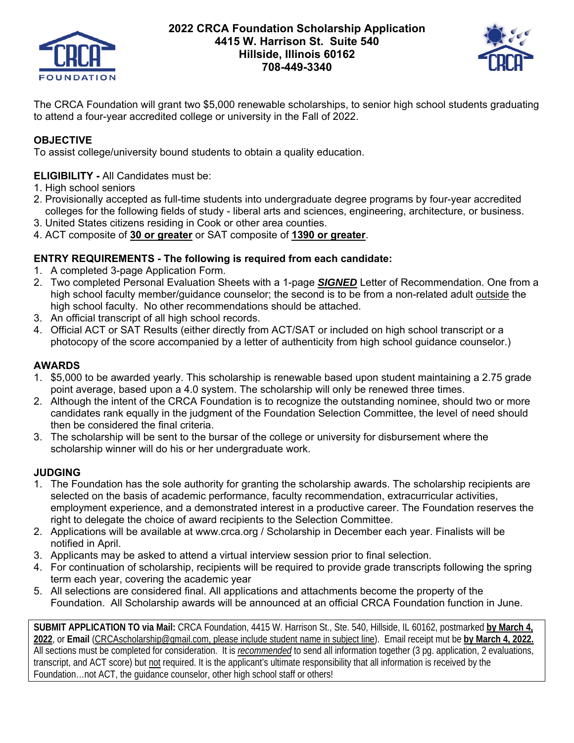# 2022 CRCA Foundation Scholarship Application

**4415 W. Harrison St. Suite 540**
**Hillside, Illinois 60162**
**708-449-3340**

The CRCA Foundation will grant two $5,000 renewable scholarships, to senior high school students graduating to attend a four-year accredited college or university in the Fall of 2022.

## OBJECTIVE

To assist college/university bound students to obtain a quality education.

## ELIGIBILITY - All Candidates must be:

1. High school seniors
2. Provisionally accepted as full-time students into undergraduate degree programs by four-year accredited colleges for the following fields of study - liberal arts and sciences, engineering, architecture, or business.
3. United States citizens residing in Cook or other area counties.
4. ACT composite of **30 or greater** or SAT composite of **1390 or greater**.

## ENTRY REQUIREMENTS - The following is required from each candidate:

1. A completed 3-page Application Form.
2. Two completed Personal Evaluation Sheets with a 1-page ***SIGNED*** Letter of Recommendation. One from a high school faculty member/guidance counselor; the second is to be from a non-related adult outside the high school faculty. No other recommendations should be attached.
3. An official transcript of all high school records.
4. Official ACT or SAT Results (either directly from ACT/SAT or included on high school transcript or a photocopy of the score accompanied by a letter of authenticity from high school guidance counselor.)

## AWARDS

1. $5,000 to be awarded yearly. This scholarship is renewable based upon student maintaining a 2.75 grade point average, based upon a 4.0 system. The scholarship will only be renewed three times.
2. Although the intent of the CRCA Foundation is to recognize the outstanding nominee, should two or more candidates rank equally in the judgment of the Foundation Selection Committee, the level of need should then be considered the final criteria.
3. The scholarship will be sent to the bursar of the college or university for disbursement where the scholarship winner will do his or her undergraduate work.

## JUDGING

1. The Foundation has the sole authority for granting the scholarship awards. The scholarship recipients are selected on the basis of academic performance, faculty recommendation, extracurricular activities, employment experience, and a demonstrated interest in a productive career. The Foundation reserves the right to delegate the choice of award recipients to the Selection Committee.
2. Applications will be available at www.crca.org / Scholarship in December each year. Finalists will be notified in April.
3. Applicants may be asked to attend a virtual interview session prior to final selection.
4. For continuation of scholarship, recipients will be required to provide grade transcripts following the spring term each year, covering the academic year
5. All selections are considered final. All applications and attachments become the property of the Foundation. All Scholarship awards will be announced at an official CRCA Foundation function in June.

**SUBMIT APPLICATION TO via Mail:** CRCA Foundation, 4415 W. Harrison St., Ste. 540, Hillside, IL 60162, postmarked **by March 4, 2022**, or **Email** (CRCAscholarship@gmail.com, please include student name in subject line). Email receipt mut be **by March 4, 2022.** All sections must be completed for consideration. It is *recommended* to send all information together (3 pg. application, 2 evaluations, transcript, and ACT score) but not required. It is the applicant's ultimate responsibility that all information is received by the Foundation…not ACT, the guidance counselor, other high school staff or others!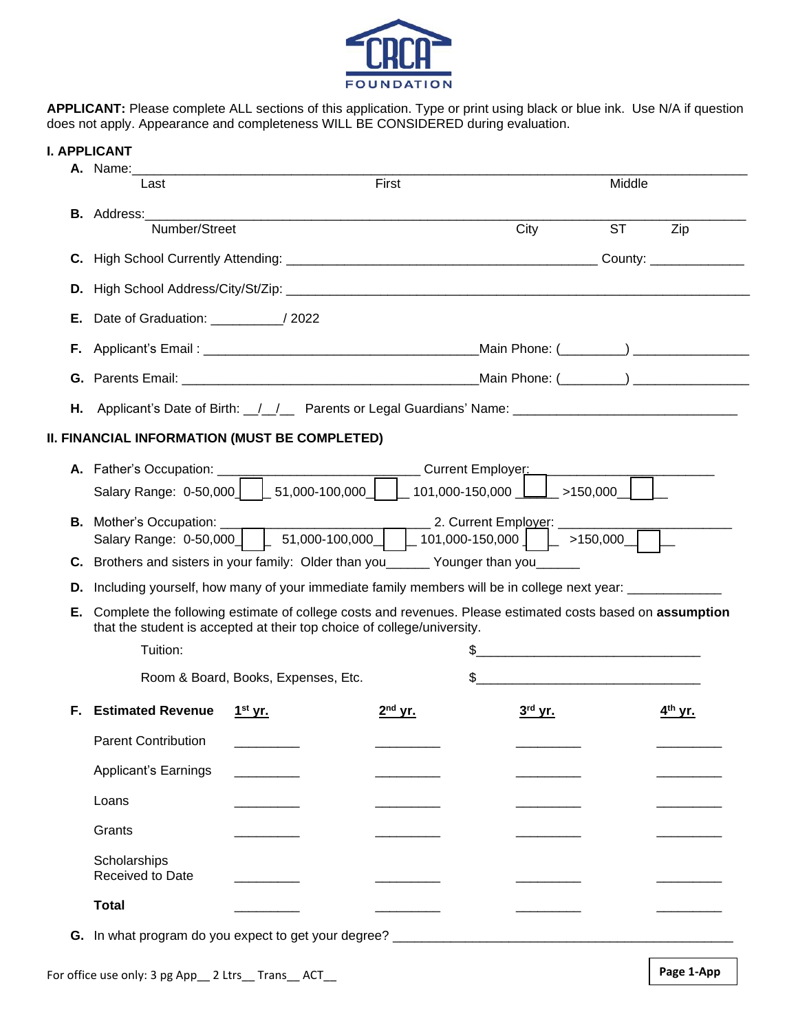CRCA FOUNDATION

**APPLICANT:** Please complete ALL sections of this application. Type or print using black or blue ink. Use N/A if question does not apply. Appearance and completeness WILL BE CONSIDERED during evaluation.

## I. APPLICANT

**A.** Name:\_\_\_\_\_\_\_\_\_\_\_\_\_\_\_\_\_\_\_\_\_\_\_\_\_\_\_\_\_\_\_\_\_\_\_\_\_\_\_\_\_\_\_\_\_\_\_\_\_\_\_\_\_\_\_\_\_\_\_\_
Last First Middle

**B.** Address:\_\_\_\_\_\_\_\_\_\_\_\_\_\_\_\_\_\_\_\_\_\_\_\_\_\_\_\_\_\_\_\_\_\_\_\_\_\_\_\_\_\_\_\_\_\_\_\_\_\_\_\_\_\_\_\_\_\_
Number/Street City ST Zip

**C.** High School Currently Attending: \_\_\_\_\_\_\_\_\_\_\_\_\_\_\_\_\_\_\_\_\_\_\_\_\_\_\_\_\_\_\_\_ County: \_\_\_\_\_\_\_\_\_\_\_\_\_

**D.** High School Address/City/St/Zip: \_\_\_\_\_\_\_\_\_\_\_\_\_\_\_\_\_\_\_\_\_\_\_\_\_\_\_\_\_\_\_\_\_\_\_\_\_\_\_\_\_\_\_\_\_\_\_\_

**E.** Date of Graduation: \_\_\_\_\_\_\_\_\_\_/ 2022

**F.** Applicant's Email : \_\_\_\_\_\_\_\_\_\_\_\_\_\_\_\_\_\_\_\_\_\_\_\_\_\_\_\_\_\_\_\_\_\_\_\_\_\_\_Main Phone: (\_\_\_\_\_\_\_\_\_) \_\_\_\_\_\_\_\_\_\_\_\_\_\_\_\_

**G.** Parents Email: \_\_\_\_\_\_\_\_\_\_\_\_\_\_\_\_\_\_\_\_\_\_\_\_\_\_\_\_\_\_\_\_\_\_\_\_\_\_\_\_\_\_Main Phone: (\_\_\_\_\_\_\_\_\_) \_\_\_\_\_\_\_\_\_\_\_\_\_\_\_\_

**H.** Applicant's Date of Birth: \_\_/\_\_/\_\_ Parents or Legal Guardians' Name: \_\_\_\_\_\_\_\_\_\_\_\_\_\_\_\_\_\_\_\_\_\_\_\_\_\_\_\_\_\_\_

## II. FINANCIAL INFORMATION (MUST BE COMPLETED)

**A.** Father's Occupation: \_\_\_\_\_\_\_\_\_\_\_\_\_\_\_\_\_\_\_\_\_\_\_\_\_\_\_\_ Current Employer:\_\_\_\_\_\_\_\_\_\_\_\_\_\_\_\_\_\_\_\_\_\_\_\_
Salary Range: 0-50,000 ☐ 51,000-100,000 ☐ 101,000-150,000 ☐ >150,000 ☐

**B.** Mother's Occupation: \_\_\_\_\_\_\_\_\_\_\_\_\_\_\_\_\_\_\_\_\_\_\_\_\_\_\_\_ 2. Current Employer: \_\_\_\_\_\_\_\_\_\_\_\_\_\_\_\_\_\_\_\_\_\_\_\_
Salary Range: 0-50,000 ☐ 51,000-100,000 ☐ 101,000-150,000 ☐ >150,000 ☐

**C.** Brothers and sisters in your family: Older than you\_\_\_\_\_\_ Younger than you\_\_\_\_\_\_

**D.** Including yourself, how many of your immediate family members will be in college next year: \_\_\_\_\_\_\_\_\_\_\_\_\_

**E.** Complete the following estimate of college costs and revenues. Please estimated costs based on **assumption** that the student is accepted at their top choice of college/university.

Tuition: $\_\_\_\_\_\_\_\_\_\_\_\_\_\_\_\_\_\_\_\_\_\_\_\_\_\_\_\_\_\_\_

Room & Board, Books, Expenses, Etc. $\_\_\_\_\_\_\_\_\_\_\_\_\_\_\_\_\_\_\_\_\_\_\_\_\_\_\_\_\_\_\_

**F.**

| **Estimated Revenue** | **1st yr.** | **2nd yr.** | **3rd yr.** | **4th yr.** |
|---|---|---|---|---|
| Parent Contribution | \_\_\_\_\_\_\_\_\_ | \_\_\_\_\_\_\_\_\_ | \_\_\_\_\_\_\_\_\_ | \_\_\_\_\_\_\_\_\_ |
| Applicant's Earnings | \_\_\_\_\_\_\_\_\_ | \_\_\_\_\_\_\_\_\_ | \_\_\_\_\_\_\_\_\_ | \_\_\_\_\_\_\_\_\_ |
| Loans | \_\_\_\_\_\_\_\_\_ | \_\_\_\_\_\_\_\_\_ | \_\_\_\_\_\_\_\_\_ | \_\_\_\_\_\_\_\_\_ |
| Grants | \_\_\_\_\_\_\_\_\_ | \_\_\_\_\_\_\_\_\_ | \_\_\_\_\_\_\_\_\_ | \_\_\_\_\_\_\_\_\_ |
| Scholarships Received to Date | \_\_\_\_\_\_\_\_\_ | \_\_\_\_\_\_\_\_\_ | \_\_\_\_\_\_\_\_\_ | \_\_\_\_\_\_\_\_\_ |
| **Total** | \_\_\_\_\_\_\_\_\_ | \_\_\_\_\_\_\_\_\_ | \_\_\_\_\_\_\_\_\_ | \_\_\_\_\_\_\_\_\_ |

**G.** In what program do you expect to get your degree? \_\_\_\_\_\_\_\_\_\_\_\_\_\_\_\_\_\_\_\_\_\_\_\_\_\_\_\_\_\_\_\_\_\_\_\_\_\_\_\_\_\_\_\_\_\_

For office use only: 3 pg App\_\_ 2 Ltrs\_\_ Trans\_\_ ACT\_\_

**Page 1-App**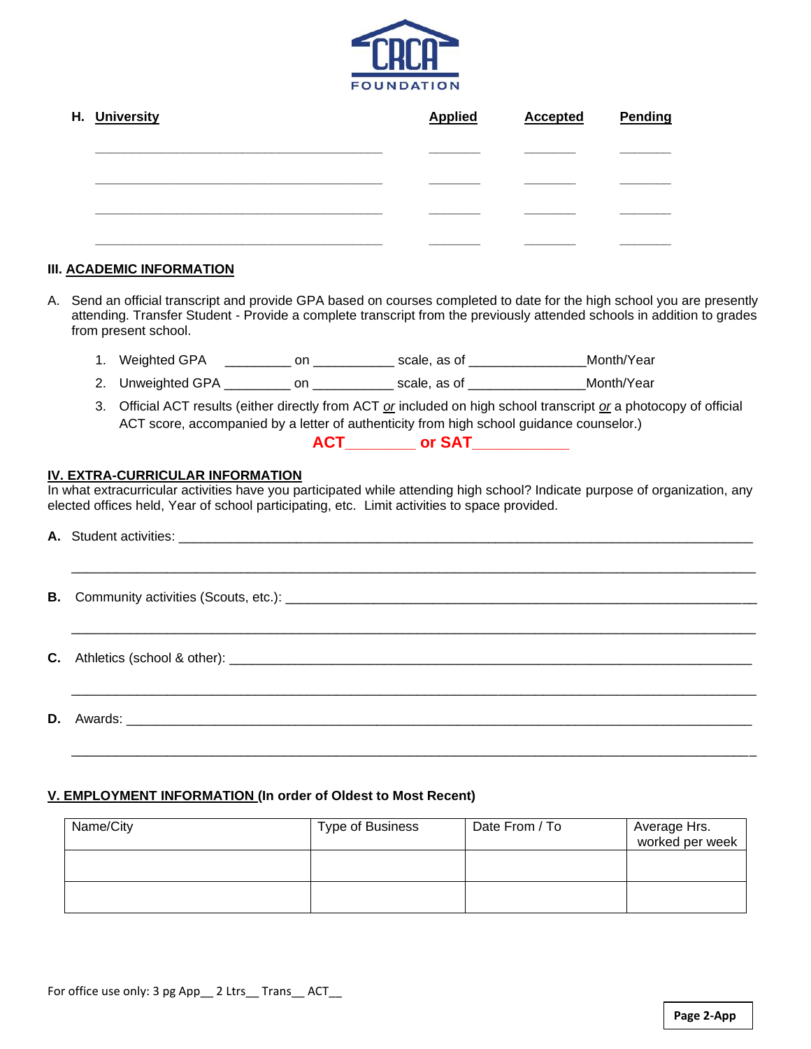CRCA FOUNDATION

**H. University** | **Applied** | **Accepted** | **Pending**

| University | Applied | Accepted | Pending |
|---|---|---|---|
| ________________________________________ | _______ | _______ | _______ |
| ________________________________________ | _______ | _______ | _______ |
| ________________________________________ | _______ | _______ | _______ |
| ________________________________________ | _______ | _______ | _______ |

## III. ACADEMIC INFORMATION

A. Send an official transcript and provide GPA based on courses completed to date for the high school you are presently attending. Transfer Student - Provide a complete transcript from the previously attended schools in addition to grades from present school.

1. Weighted GPA _________ on ___________ scale, as of _______________Month/Year
2. Unweighted GPA _________ on ___________ scale, as of _______________Month/Year
3. Official ACT results (either directly from ACT *or* included on high school transcript *or* a photocopy of official ACT score, accompanied by a letter of authenticity from high school guidance counselor.)

**ACT________ or SAT___________**

## IV. EXTRA-CURRICULAR INFORMATION

In what extracurricular activities have you participated while attending high school? Indicate purpose of organization, any elected offices held, Year of school participating, etc. Limit activities to space provided.

**A.** Student activities: ________________________________________________________________________________

________________________________________________________________________________

**B.** Community activities (Scouts, etc.): ________________________________________________________________

________________________________________________________________________________

**C.** Athletics (school & other): ____________________________________________________________________

________________________________________________________________________________

**D.** Awards: ____________________________________________________________________________________

________________________________________________________________________________

## V. EMPLOYMENT INFORMATION (In order of Oldest to Most Recent)

| Name/City | Type of Business | Date From / To | Average Hrs. worked per week |
|---|---|---|---|
| | | | |
| | | | |

For office use only: 3 pg App__ 2 Ltrs__ Trans__ ACT__

Page 2-App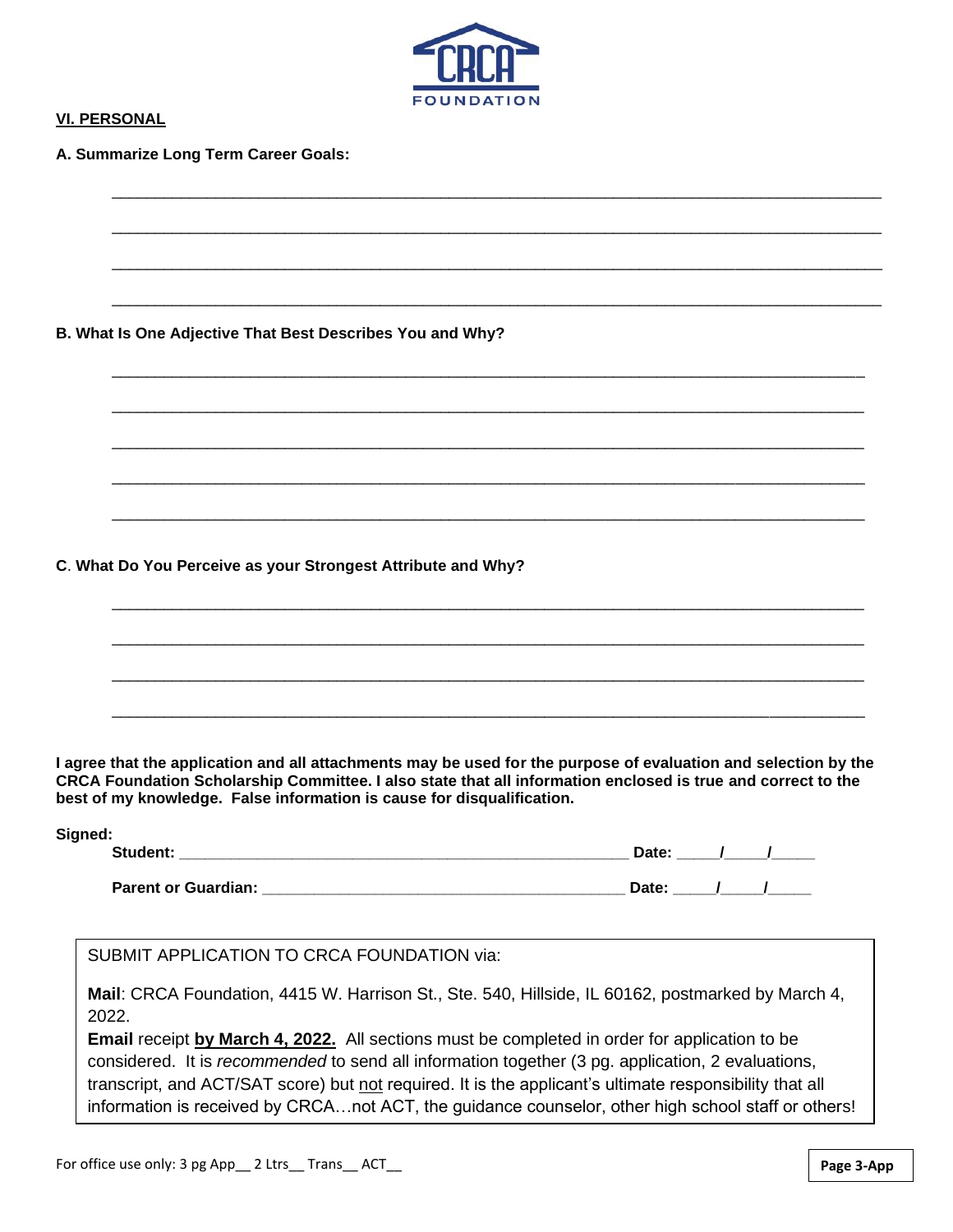CRCA FOUNDATION

## VI. PERSONAL

**A. Summarize Long Term Career Goals:**

\_\_\_\_\_\_\_\_\_\_\_\_\_\_\_\_\_\_\_\_\_\_\_\_\_\_\_\_\_\_\_\_\_\_\_\_\_\_\_\_\_\_\_\_\_\_\_\_\_\_\_\_\_\_\_\_\_\_\_\_\_\_\_\_\_\_\_\_\_\_\_\_\_\_\_\_\_\_

\_\_\_\_\_\_\_\_\_\_\_\_\_\_\_\_\_\_\_\_\_\_\_\_\_\_\_\_\_\_\_\_\_\_\_\_\_\_\_\_\_\_\_\_\_\_\_\_\_\_\_\_\_\_\_\_\_\_\_\_\_\_\_\_\_\_\_\_\_\_\_\_\_\_\_\_\_\_

\_\_\_\_\_\_\_\_\_\_\_\_\_\_\_\_\_\_\_\_\_\_\_\_\_\_\_\_\_\_\_\_\_\_\_\_\_\_\_\_\_\_\_\_\_\_\_\_\_\_\_\_\_\_\_\_\_\_\_\_\_\_\_\_\_\_\_\_\_\_\_\_\_\_\_\_\_\_

\_\_\_\_\_\_\_\_\_\_\_\_\_\_\_\_\_\_\_\_\_\_\_\_\_\_\_\_\_\_\_\_\_\_\_\_\_\_\_\_\_\_\_\_\_\_\_\_\_\_\_\_\_\_\_\_\_\_\_\_\_\_\_\_\_\_\_\_\_\_\_\_\_\_\_\_\_\_

**B. What Is One Adjective That Best Describes You and Why?**

\_\_\_\_\_\_\_\_\_\_\_\_\_\_\_\_\_\_\_\_\_\_\_\_\_\_\_\_\_\_\_\_\_\_\_\_\_\_\_\_\_\_\_\_\_\_\_\_\_\_\_\_\_\_\_\_\_\_\_\_\_\_\_\_\_\_\_\_\_\_\_\_\_\_\_\_\_\_

\_\_\_\_\_\_\_\_\_\_\_\_\_\_\_\_\_\_\_\_\_\_\_\_\_\_\_\_\_\_\_\_\_\_\_\_\_\_\_\_\_\_\_\_\_\_\_\_\_\_\_\_\_\_\_\_\_\_\_\_\_\_\_\_\_\_\_\_\_\_\_\_\_\_\_\_\_\_

\_\_\_\_\_\_\_\_\_\_\_\_\_\_\_\_\_\_\_\_\_\_\_\_\_\_\_\_\_\_\_\_\_\_\_\_\_\_\_\_\_\_\_\_\_\_\_\_\_\_\_\_\_\_\_\_\_\_\_\_\_\_\_\_\_\_\_\_\_\_\_\_\_\_\_\_\_\_

\_\_\_\_\_\_\_\_\_\_\_\_\_\_\_\_\_\_\_\_\_\_\_\_\_\_\_\_\_\_\_\_\_\_\_\_\_\_\_\_\_\_\_\_\_\_\_\_\_\_\_\_\_\_\_\_\_\_\_\_\_\_\_\_\_\_\_\_\_\_\_\_\_\_\_\_\_\_

\_\_\_\_\_\_\_\_\_\_\_\_\_\_\_\_\_\_\_\_\_\_\_\_\_\_\_\_\_\_\_\_\_\_\_\_\_\_\_\_\_\_\_\_\_\_\_\_\_\_\_\_\_\_\_\_\_\_\_\_\_\_\_\_\_\_\_\_\_\_\_\_\_\_\_\_\_\_

**C. What Do You Perceive as your Strongest Attribute and Why?**

\_\_\_\_\_\_\_\_\_\_\_\_\_\_\_\_\_\_\_\_\_\_\_\_\_\_\_\_\_\_\_\_\_\_\_\_\_\_\_\_\_\_\_\_\_\_\_\_\_\_\_\_\_\_\_\_\_\_\_\_\_\_\_\_\_\_\_\_\_\_\_\_\_\_\_\_\_\_

\_\_\_\_\_\_\_\_\_\_\_\_\_\_\_\_\_\_\_\_\_\_\_\_\_\_\_\_\_\_\_\_\_\_\_\_\_\_\_\_\_\_\_\_\_\_\_\_\_\_\_\_\_\_\_\_\_\_\_\_\_\_\_\_\_\_\_\_\_\_\_\_\_\_\_\_\_\_

\_\_\_\_\_\_\_\_\_\_\_\_\_\_\_\_\_\_\_\_\_\_\_\_\_\_\_\_\_\_\_\_\_\_\_\_\_\_\_\_\_\_\_\_\_\_\_\_\_\_\_\_\_\_\_\_\_\_\_\_\_\_\_\_\_\_\_\_\_\_\_\_\_\_\_\_\_\_

\_\_\_\_\_\_\_\_\_\_\_\_\_\_\_\_\_\_\_\_\_\_\_\_\_\_\_\_\_\_\_\_\_\_\_\_\_\_\_\_\_\_\_\_\_\_\_\_\_\_\_\_\_\_\_\_\_\_\_\_\_\_\_\_\_\_\_\_\_\_\_\_\_\_\_\_\_\_

**I agree that the application and all attachments may be used for the purpose of evaluation and selection by the CRCA Foundation Scholarship Committee. I also state that all information enclosed is true and correct to the best of my knowledge. False information is cause for disqualification.**

**Signed:**

**Student:** \_\_\_\_\_\_\_\_\_\_\_\_\_\_\_\_\_\_\_\_\_\_\_\_\_\_\_\_\_\_\_\_\_\_\_\_\_\_\_\_\_\_\_\_ **Date:** \_\_\_\_/\_\_\_\_/\_\_\_\_

**Parent or Guardian:** \_\_\_\_\_\_\_\_\_\_\_\_\_\_\_\_\_\_\_\_\_\_\_\_\_\_\_\_\_\_\_\_\_\_\_\_ **Date:** \_\_\_\_/\_\_\_\_/\_\_\_\_

SUBMIT APPLICATION TO CRCA FOUNDATION via:

**Mail**: CRCA Foundation, 4415 W. Harrison St., Ste. 540, Hillside, IL 60162, postmarked by March 4, 2022.

**Email** receipt **by March 4, 2022.** All sections must be completed in order for application to be considered. It is *recommended* to send all information together (3 pg. application, 2 evaluations, transcript, and ACT/SAT score) but not required. It is the applicant's ultimate responsibility that all information is received by CRCA…not ACT, the guidance counselor, other high school staff or others!

For office use only: 3 pg App\_\_ 2 Ltrs\_\_ Trans\_\_ ACT\_\_

Page 3-App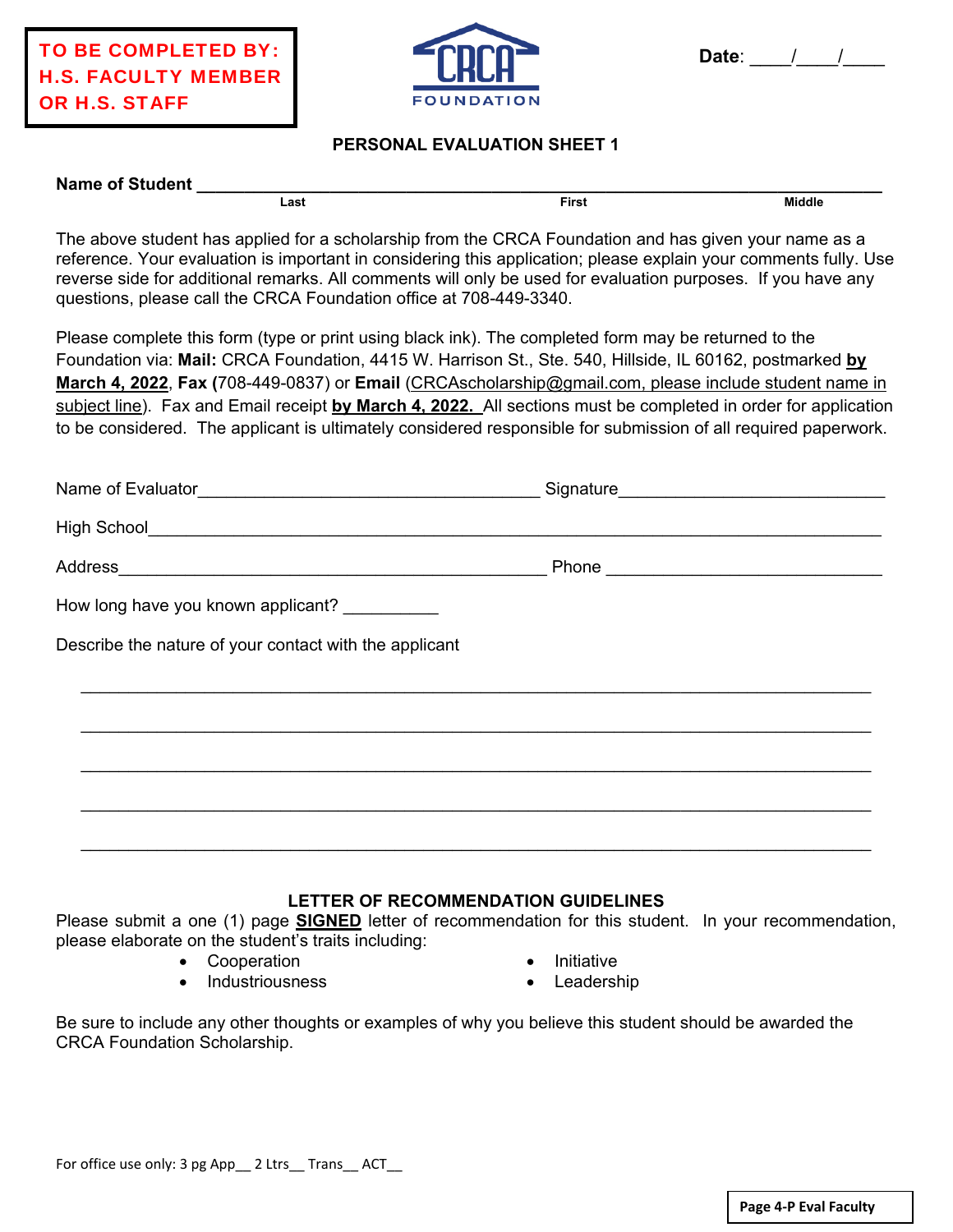**TO BE COMPLETED BY: H.S. FACULTY MEMBER OR H.S. STAFF**

CRCA FOUNDATION

**Date**: \_\_\_\_/\_\_\_\_/\_\_\_\_

## PERSONAL EVALUATION SHEET 1

**Name of Student** \_\_\_\_\_\_\_\_\_\_\_\_\_\_\_\_\_\_\_\_\_\_\_\_\_\_\_\_\_\_\_\_\_\_\_\_\_\_\_\_\_\_\_\_\_\_\_\_\_\_\_\_\_\_\_\_\_\_\_\_
Last First Middle

The above student has applied for a scholarship from the CRCA Foundation and has given your name as a reference. Your evaluation is important in considering this application; please explain your comments fully. Use reverse side for additional remarks. All comments will only be used for evaluation purposes. If you have any questions, please call the CRCA Foundation office at 708-449-3340.

Please complete this form (type or print using black ink). The completed form may be returned to the Foundation via: **Mail:** CRCA Foundation, 4415 W. Harrison St., Ste. 540, Hillside, IL 60162, postmarked **by March 4, 2022**, **Fax** (708-449-0837) or **Email** (CRCAscholarship@gmail.com, please include student name in subject line). Fax and Email receipt **by March 4, 2022.** All sections must be completed in order for application to be considered. The applicant is ultimately considered responsible for submission of all required paperwork.

Name of Evaluator\_\_\_\_\_\_\_\_\_\_\_\_\_\_\_\_\_\_\_\_\_\_\_\_\_\_\_\_\_\_\_\_\_\_\_\_ Signature\_\_\_\_\_\_\_\_\_\_\_\_\_\_\_\_\_\_\_\_\_\_\_\_\_\_\_\_

High School\_\_\_\_\_\_\_\_\_\_\_\_\_\_\_\_\_\_\_\_\_\_\_\_\_\_\_\_\_\_\_\_\_\_\_\_\_\_\_\_\_\_\_\_\_\_\_\_\_\_\_\_\_\_\_\_\_\_\_\_\_\_\_\_\_\_\_\_\_\_\_\_\_\_

Address\_\_\_\_\_\_\_\_\_\_\_\_\_\_\_\_\_\_\_\_\_\_\_\_\_\_\_\_\_\_\_\_\_\_\_\_\_\_\_\_\_\_\_\_\_ Phone \_\_\_\_\_\_\_\_\_\_\_\_\_\_\_\_\_\_\_\_\_\_\_\_\_\_\_\_\_

How long have you known applicant? \_\_\_\_\_\_\_\_\_\_

Describe the nature of your contact with the applicant

\_\_\_\_\_\_\_\_\_\_\_\_\_\_\_\_\_\_\_\_\_\_\_\_\_\_\_\_\_\_\_\_\_\_\_\_\_\_\_\_\_\_\_\_\_\_\_\_\_\_\_\_\_\_\_\_\_\_\_\_\_\_\_\_\_\_\_\_\_\_\_\_\_\_\_\_\_\_\_

\_\_\_\_\_\_\_\_\_\_\_\_\_\_\_\_\_\_\_\_\_\_\_\_\_\_\_\_\_\_\_\_\_\_\_\_\_\_\_\_\_\_\_\_\_\_\_\_\_\_\_\_\_\_\_\_\_\_\_\_\_\_\_\_\_\_\_\_\_\_\_\_\_\_\_\_\_\_\_

\_\_\_\_\_\_\_\_\_\_\_\_\_\_\_\_\_\_\_\_\_\_\_\_\_\_\_\_\_\_\_\_\_\_\_\_\_\_\_\_\_\_\_\_\_\_\_\_\_\_\_\_\_\_\_\_\_\_\_\_\_\_\_\_\_\_\_\_\_\_\_\_\_\_\_\_\_\_\_

\_\_\_\_\_\_\_\_\_\_\_\_\_\_\_\_\_\_\_\_\_\_\_\_\_\_\_\_\_\_\_\_\_\_\_\_\_\_\_\_\_\_\_\_\_\_\_\_\_\_\_\_\_\_\_\_\_\_\_\_\_\_\_\_\_\_\_\_\_\_\_\_\_\_\_\_\_\_\_

\_\_\_\_\_\_\_\_\_\_\_\_\_\_\_\_\_\_\_\_\_\_\_\_\_\_\_\_\_\_\_\_\_\_\_\_\_\_\_\_\_\_\_\_\_\_\_\_\_\_\_\_\_\_\_\_\_\_\_\_\_\_\_\_\_\_\_\_\_\_\_\_\_\_\_\_\_\_\_

### LETTER OF RECOMMENDATION GUIDELINES

Please submit a one (1) page **SIGNED** letter of recommendation for this student. In your recommendation, please elaborate on the student's traits including:

- Cooperation
- Industriousness
- Initiative
- Leadership

Be sure to include any other thoughts or examples of why you believe this student should be awarded the CRCA Foundation Scholarship.

For office use only: 3 pg App\_\_ 2 Ltrs\_\_ Trans\_\_ ACT\_\_

**Page 4-P Eval Faculty**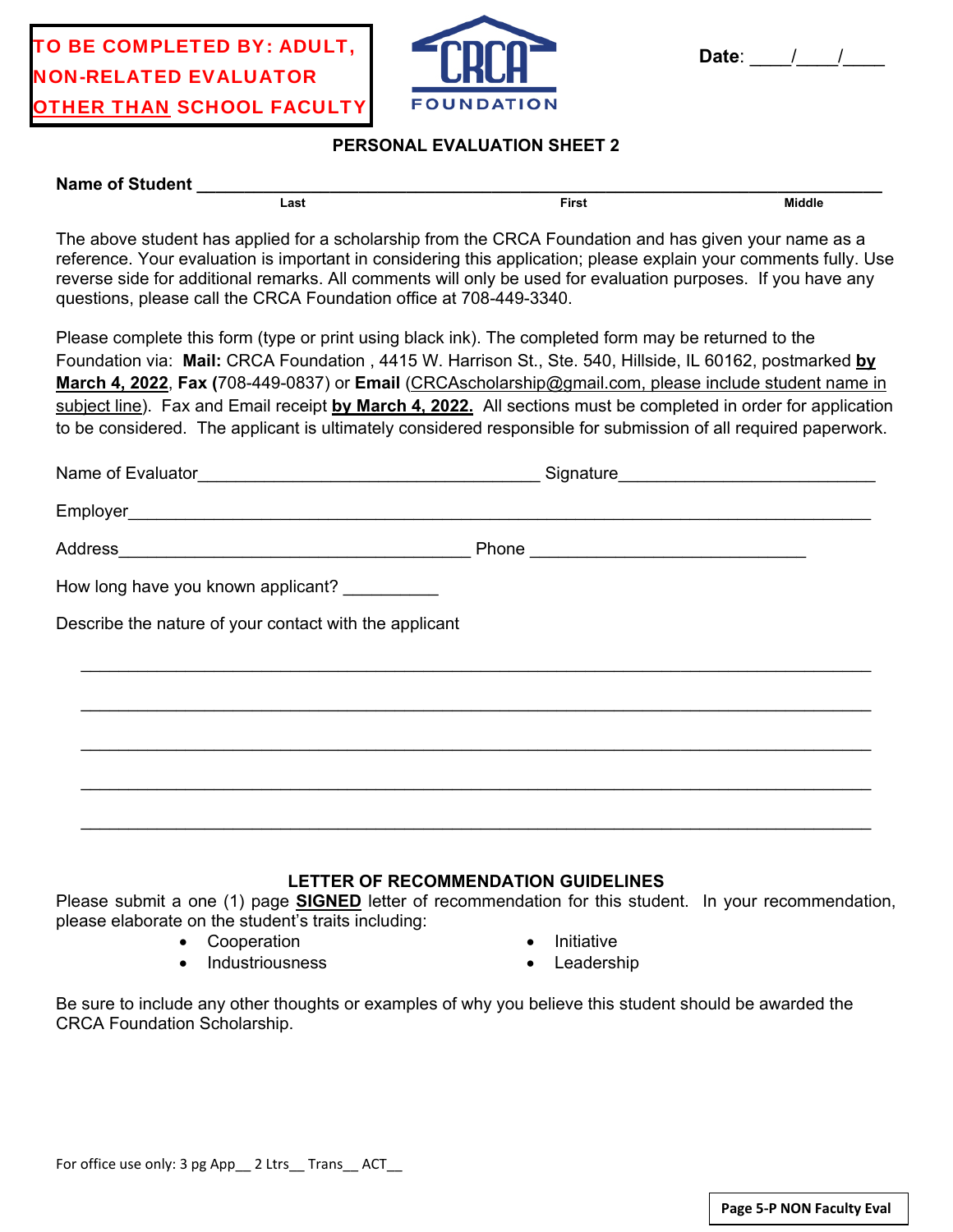**TO BE COMPLETED BY: ADULT, NON-RELATED EVALUATOR OTHER THAN SCHOOL FACULTY**

CRCA FOUNDATION

**Date**: ____/____/____

**PERSONAL EVALUATION SHEET 2**

**Name of Student** ______________________________________________________________________
Last First Middle

The above student has applied for a scholarship from the CRCA Foundation and has given your name as a reference. Your evaluation is important in considering this application; please explain your comments fully. Use reverse side for additional remarks. All comments will only be used for evaluation purposes. If you have any questions, please call the CRCA Foundation office at 708-449-3340.

Please complete this form (type or print using black ink). The completed form may be returned to the Foundation via: **Mail:** CRCA Foundation , 4415 W. Harrison St., Ste. 540, Hillside, IL 60162, postmarked **by March 4, 2022**, **Fax (**708-449-0837) or **Email** (CRCAscholarship@gmail.com, please include student name in subject line). Fax and Email receipt **by March 4, 2022.** All sections must be completed in order for application to be considered. The applicant is ultimately considered responsible for submission of all required paperwork.

Name of Evaluator___________________________________ Signature__________________________

Employer__________________________________________________________________________

Address_____________________________________ Phone ______________________________

How long have you known applicant? __________

Describe the nature of your contact with the applicant

______________________________________________________________________________

______________________________________________________________________________

______________________________________________________________________________

______________________________________________________________________________

______________________________________________________________________________

**LETTER OF RECOMMENDATION GUIDELINES**

Please submit a one (1) page **SIGNED** letter of recommendation for this student. In your recommendation, please elaborate on the student's traits including:

- Cooperation
- Industriousness
- Initiative
- Leadership

Be sure to include any other thoughts or examples of why you believe this student should be awarded the CRCA Foundation Scholarship.

For office use only: 3 pg App__ 2 Ltrs__ Trans__ ACT__

**Page 5-P NON Faculty Eval**